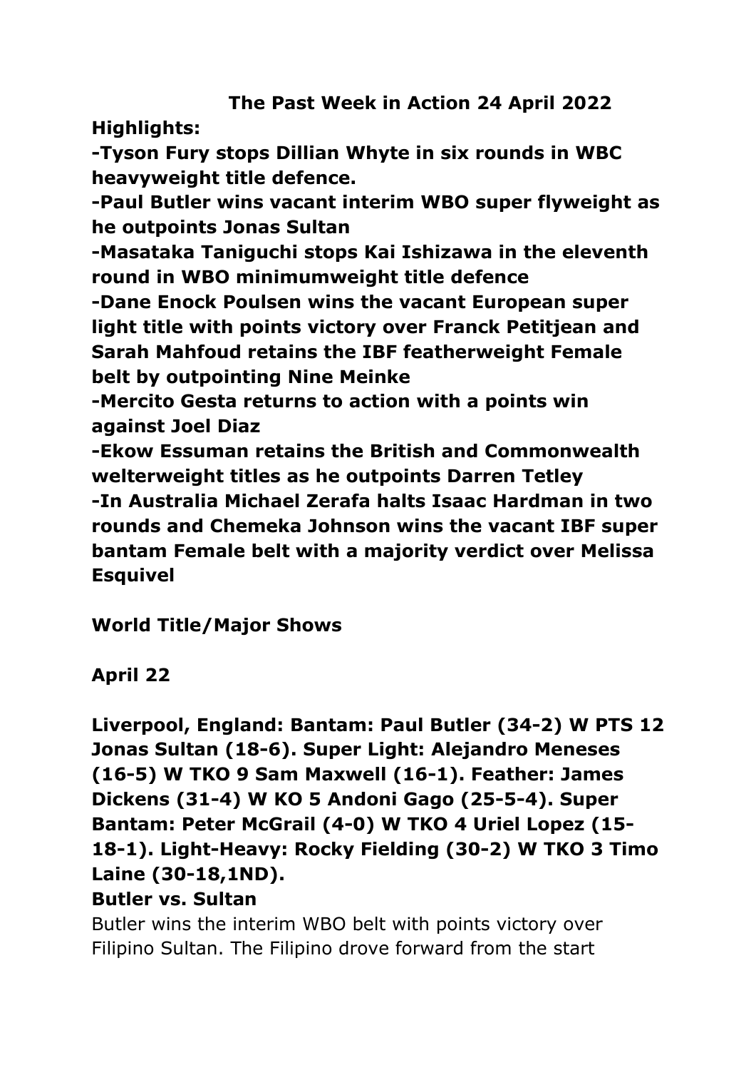# The Past Week in Action 24 April 2022

**Highlights:**

**-Tyson Fury stops Dillian Whyte in six rounds in WBC heavyweight title defence.**

**-Paul Butler wins vacant interim WBO super flyweight as he outpoints Jonas Sultan**

**-Masataka Taniguchi stops Kai Ishizawa in the eleventh round in WBO minimumweight title defence**

**-Dane Enock Poulsen wins the vacant European super light title with points victory over Franck Petitjean and Sarah Mahfoud retains the IBF featherweight Female belt by outpointing Nine Meinke**

**-Mercito Gesta returns to action with a points win against Joel Diaz**

**-Ekow Essuman retains the British and Commonwealth welterweight titles as he outpoints Darren Tetley**

**-In Australia Michael Zerafa halts Isaac Hardman in two rounds and Chemeka Johnson wins the vacant IBF super bantam Female belt with a majority verdict over Melissa Esquivel**

## World Title/Major Shows

### April 22

**Liverpool, England: Bantam: Paul Butler (34-2) W PTS 12 Jonas Sultan (18-6). Super Light: Alejandro Meneses (16-5) W TKO 9 Sam Maxwell (16-1). Feather: James Dickens (31-4) W KO 5 Andoni Gago (25-5-4). Super Bantam: Peter McGrail (4-0) W TKO 4 Uriel Lopez (15-18-1). Light-Heavy: Rocky Fielding (30-2) W TKO 3 Timo Laine (30-18,1ND).**

**Butler vs. Sultan**

Butler wins the interim WBO belt with points victory over Filipino Sultan. The Filipino drove forward from the start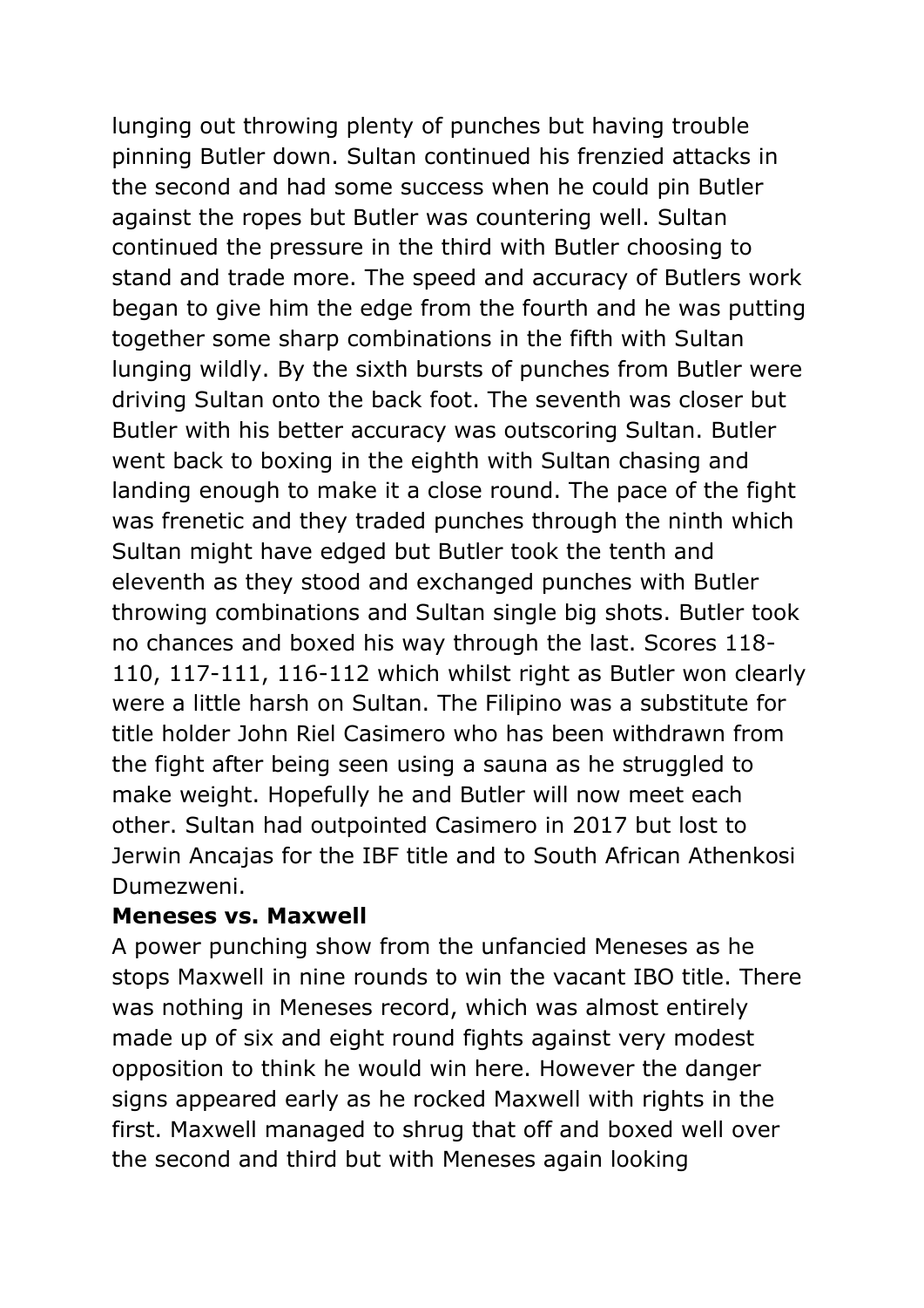lunging out throwing plenty of punches but having trouble pinning Butler down. Sultan continued his frenzied attacks in the second and had some success when he could pin Butler against the ropes but Butler was countering well. Sultan continued the pressure in the third with Butler choosing to stand and trade more. The speed and accuracy of Butlers work began to give him the edge from the fourth and he was putting together some sharp combinations in the fifth with Sultan lunging wildly. By the sixth bursts of punches from Butler were driving Sultan onto the back foot. The seventh was closer but Butler with his better accuracy was outscoring Sultan. Butler went back to boxing in the eighth with Sultan chasing and landing enough to make it a close round. The pace of the fight was frenetic and they traded punches through the ninth which Sultan might have edged but Butler took the tenth and eleventh as they stood and exchanged punches with Butler throwing combinations and Sultan single big shots. Butler took no chances and boxed his way through the last. Scores 118-110, 117-111, 116-112 which whilst right as Butler won clearly were a little harsh on Sultan. The Filipino was a substitute for title holder John Riel Casimero who has been withdrawn from the fight after being seen using a sauna as he struggled to make weight. Hopefully he and Butler will now meet each other. Sultan had outpointed Casimero in 2017 but lost to Jerwin Ancajas for the IBF title and to South African Athenkosi Dumezweni.

**Meneses vs. Maxwell**

A power punching show from the unfancied Meneses as he stops Maxwell in nine rounds to win the vacant IBO title. There was nothing in Meneses record, which was almost entirely made up of six and eight round fights against very modest opposition to think he would win here. However the danger signs appeared early as he rocked Maxwell with rights in the first. Maxwell managed to shrug that off and boxed well over the second and third but with Meneses again looking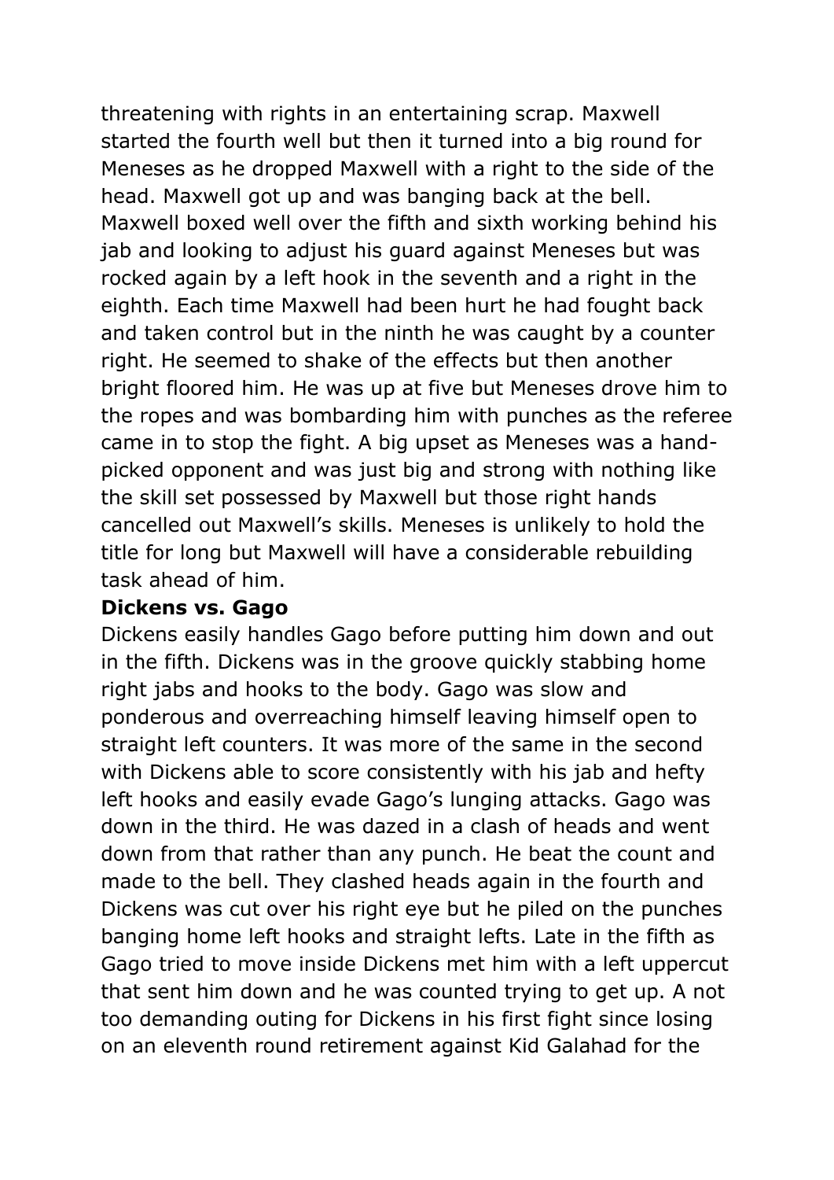threatening with rights in an entertaining scrap. Maxwell started the fourth well but then it turned into a big round for Meneses as he dropped Maxwell with a right to the side of the head. Maxwell got up and was banging back at the bell. Maxwell boxed well over the fifth and sixth working behind his jab and looking to adjust his guard against Meneses but was rocked again by a left hook in the seventh and a right in the eighth. Each time Maxwell had been hurt he had fought back and taken control but in the ninth he was caught by a counter right. He seemed to shake of the effects but then another bright floored him. He was up at five but Meneses drove him to the ropes and was bombarding him with punches as the referee came in to stop the fight. A big upset as Meneses was a hand-picked opponent and was just big and strong with nothing like the skill set possessed by Maxwell but those right hands cancelled out Maxwell's skills. Meneses is unlikely to hold the title for long but Maxwell will have a considerable rebuilding task ahead of him.

**Dickens vs. Gago**

Dickens easily handles Gago before putting him down and out in the fifth. Dickens was in the groove quickly stabbing home right jabs and hooks to the body. Gago was slow and ponderous and overreaching himself leaving himself open to straight left counters. It was more of the same in the second with Dickens able to score consistently with his jab and hefty left hooks and easily evade Gago's lunging attacks. Gago was down in the third. He was dazed in a clash of heads and went down from that rather than any punch. He beat the count and made to the bell. They clashed heads again in the fourth and Dickens was cut over his right eye but he piled on the punches banging home left hooks and straight lefts. Late in the fifth as Gago tried to move inside Dickens met him with a left uppercut that sent him down and he was counted trying to get up. A not too demanding outing for Dickens in his first fight since losing on an eleventh round retirement against Kid Galahad for the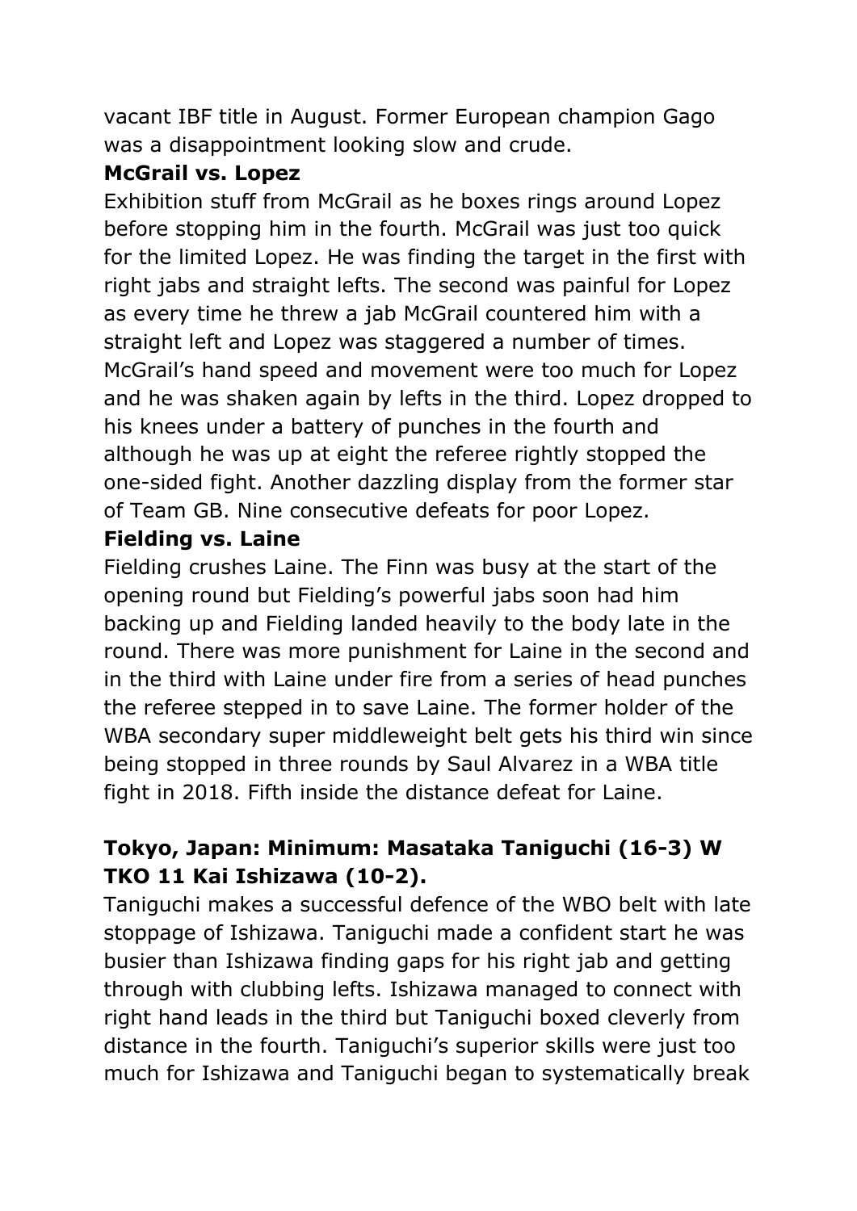vacant IBF title in August. Former European champion Gago was a disappointment looking slow and crude.

**McGrail vs. Lopez**

Exhibition stuff from McGrail as he boxes rings around Lopez before stopping him in the fourth. McGrail was just too quick for the limited Lopez. He was finding the target in the first with right jabs and straight lefts. The second was painful for Lopez as every time he threw a jab McGrail countered him with a straight left and Lopez was staggered a number of times. McGrail's hand speed and movement were too much for Lopez and he was shaken again by lefts in the third. Lopez dropped to his knees under a battery of punches in the fourth and although he was up at eight the referee rightly stopped the one-sided fight. Another dazzling display from the former star of Team GB. Nine consecutive defeats for poor Lopez.

**Fielding vs. Laine**

Fielding crushes Laine. The Finn was busy at the start of the opening round but Fielding's powerful jabs soon had him backing up and Fielding landed heavily to the body late in the round. There was more punishment for Laine in the second and in the third with Laine under fire from a series of head punches the referee stepped in to save Laine. The former holder of the WBA secondary super middleweight belt gets his third win since being stopped in three rounds by Saul Alvarez in a WBA title fight in 2018. Fifth inside the distance defeat for Laine.

**Tokyo, Japan: Minimum: Masataka Taniguchi (16-3) W TKO 11 Kai Ishizawa (10-2).**

Taniguchi makes a successful defence of the WBO belt with late stoppage of Ishizawa. Taniguchi made a confident start he was busier than Ishizawa finding gaps for his right jab and getting through with clubbing lefts. Ishizawa managed to connect with right hand leads in the third but Taniguchi boxed cleverly from distance in the fourth. Taniguchi's superior skills were just too much for Ishizawa and Taniguchi began to systematically break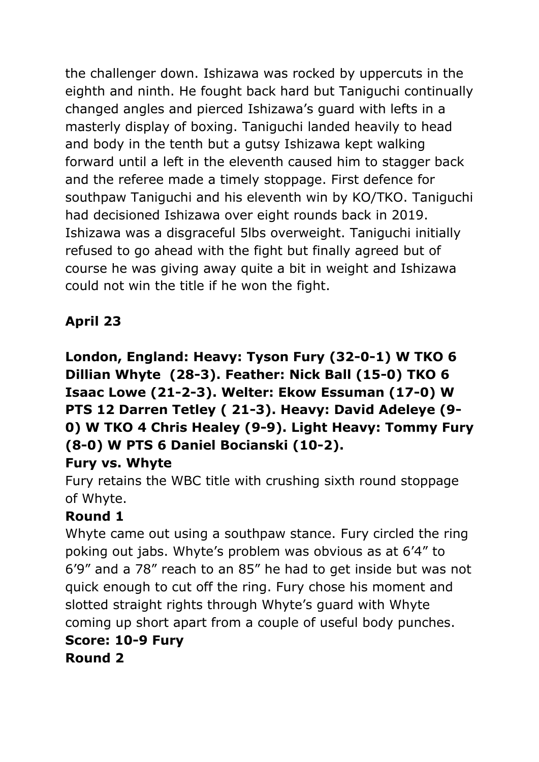the challenger down. Ishizawa was rocked by uppercuts in the eighth and ninth. He fought back hard but Taniguchi continually changed angles and pierced Ishizawa's guard with lefts in a masterly display of boxing. Taniguchi landed heavily to head and body in the tenth but a gutsy Ishizawa kept walking forward until a left in the eleventh caused him to stagger back and the referee made a timely stoppage. First defence for southpaw Taniguchi and his eleventh win by KO/TKO. Taniguchi had decisioned Ishizawa over eight rounds back in 2019. Ishizawa was a disgraceful 5lbs overweight. Taniguchi initially refused to go ahead with the fight but finally agreed but of course he was giving away quite a bit in weight and Ishizawa could not win the title if he won the fight.

**April 23**

**London, England: Heavy: Tyson Fury (32-0-1) W TKO 6 Dillian Whyte (28-3). Feather: Nick Ball (15-0) TKO 6 Isaac Lowe (21-2-3). Welter: Ekow Essuman (17-0) W PTS 12 Darren Tetley ( 21-3). Heavy: David Adeleye (9-0) W TKO 4 Chris Healey (9-9). Light Heavy: Tommy Fury (8-0) W PTS 6 Daniel Bocianski (10-2).**

**Fury vs. Whyte**

Fury retains the WBC title with crushing sixth round stoppage of Whyte.

**Round 1**

Whyte came out using a southpaw stance. Fury circled the ring poking out jabs. Whyte's problem was obvious as at 6'4" to 6'9" and a 78" reach to an 85" he had to get inside but was not quick enough to cut off the ring. Fury chose his moment and slotted straight rights through Whyte's guard with Whyte coming up short apart from a couple of useful body punches.

**Score: 10-9 Fury**

**Round 2**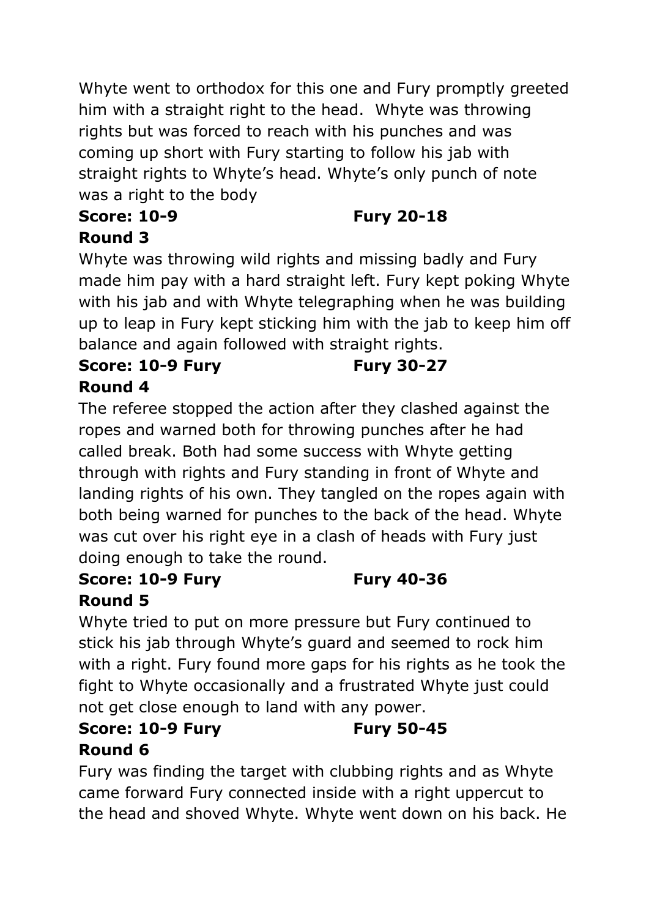Whyte went to orthodox for this one and Fury promptly greeted him with a straight right to the head.  Whyte was throwing rights but was forced to reach with his punches and was coming up short with Fury starting to follow his jab with straight rights to Whyte's head. Whyte's only punch of note was a right to the body

**Score: 10-9 Fury 20-18**

**Round 3**

Whyte was throwing wild rights and missing badly and Fury made him pay with a hard straight left. Fury kept poking Whyte with his jab and with Whyte telegraphing when he was building up to leap in Fury kept sticking him with the jab to keep him off balance and again followed with straight rights.

**Score: 10-9 Fury Fury 30-27**

**Round 4**

The referee stopped the action after they clashed against the ropes and warned both for throwing punches after he had called break. Both had some success with Whyte getting through with rights and Fury standing in front of Whyte and landing rights of his own. They tangled on the ropes again with both being warned for punches to the back of the head. Whyte was cut over his right eye in a clash of heads with Fury just doing enough to take the round.

**Score: 10-9 Fury Fury 40-36**

**Round 5**

Whyte tried to put on more pressure but Fury continued to stick his jab through Whyte's guard and seemed to rock him with a right. Fury found more gaps for his rights as he took the fight to Whyte occasionally and a frustrated Whyte just could not get close enough to land with any power.

**Score: 10-9 Fury Fury 50-45**

**Round 6**

Fury was finding the target with clubbing rights and as Whyte came forward Fury connected inside with a right uppercut to the head and shoved Whyte. Whyte went down on his back. He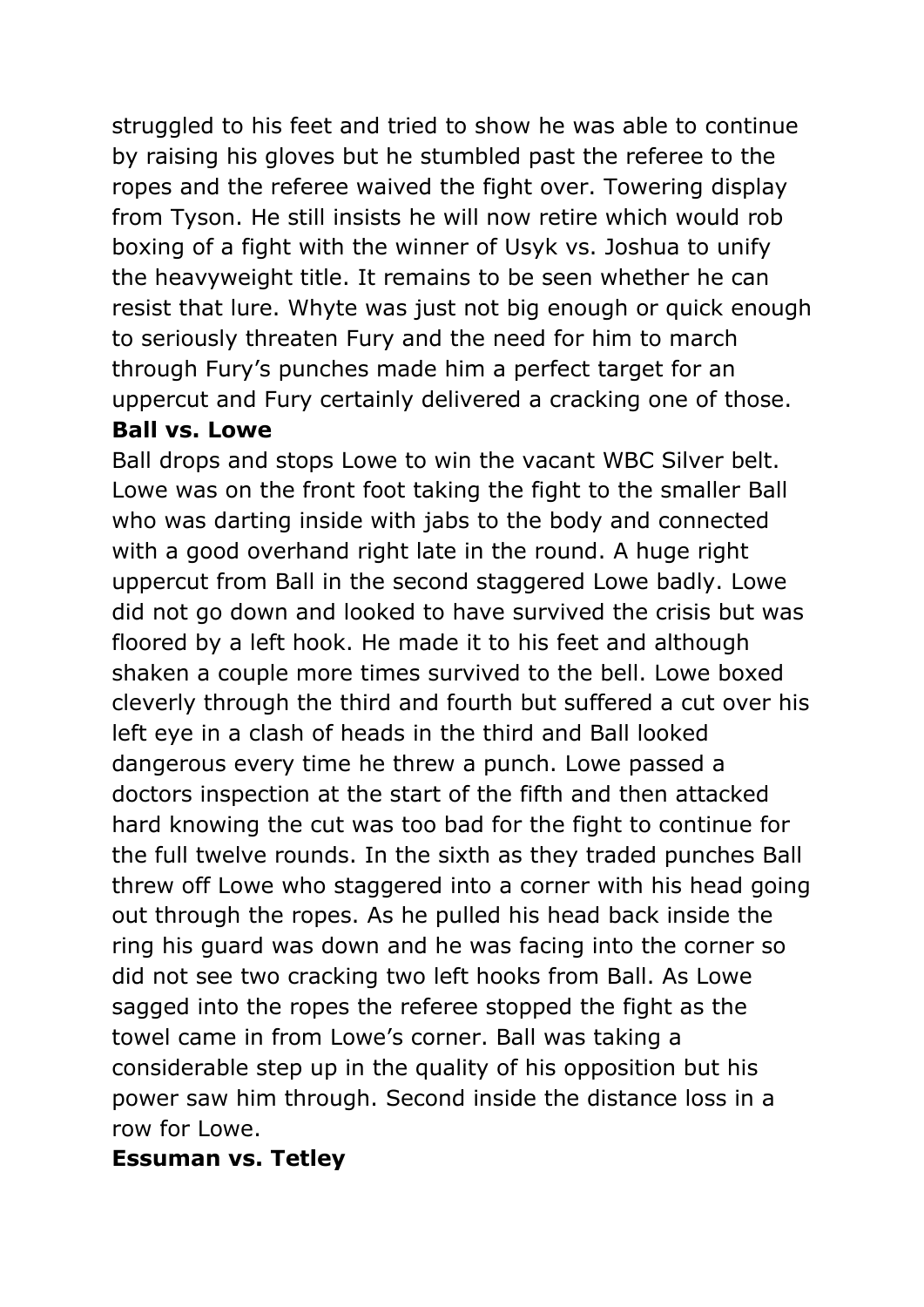struggled to his feet and tried to show he was able to continue by raising his gloves but he stumbled past the referee to the ropes and the referee waived the fight over. Towering display from Tyson. He still insists he will now retire which would rob boxing of a fight with the winner of Usyk vs. Joshua to unify the heavyweight title. It remains to be seen whether he can resist that lure. Whyte was just not big enough or quick enough to seriously threaten Fury and the need for him to march through Fury's punches made him a perfect target for an uppercut and Fury certainly delivered a cracking one of those.

**Ball vs. Lowe**

Ball drops and stops Lowe to win the vacant WBC Silver belt. Lowe was on the front foot taking the fight to the smaller Ball who was darting inside with jabs to the body and connected with a good overhand right late in the round. A huge right uppercut from Ball in the second staggered Lowe badly. Lowe did not go down and looked to have survived the crisis but was floored by a left hook. He made it to his feet and although shaken a couple more times survived to the bell. Lowe boxed cleverly through the third and fourth but suffered a cut over his left eye in a clash of heads in the third and Ball looked dangerous every time he threw a punch. Lowe passed a doctors inspection at the start of the fifth and then attacked hard knowing the cut was too bad for the fight to continue for the full twelve rounds. In the sixth as they traded punches Ball threw off Lowe who staggered into a corner with his head going out through the ropes. As he pulled his head back inside the ring his guard was down and he was facing into the corner so did not see two cracking two left hooks from Ball. As Lowe sagged into the ropes the referee stopped the fight as the towel came in from Lowe's corner. Ball was taking a considerable step up in the quality of his opposition but his power saw him through. Second inside the distance loss in a row for Lowe.

**Essuman vs. Tetley**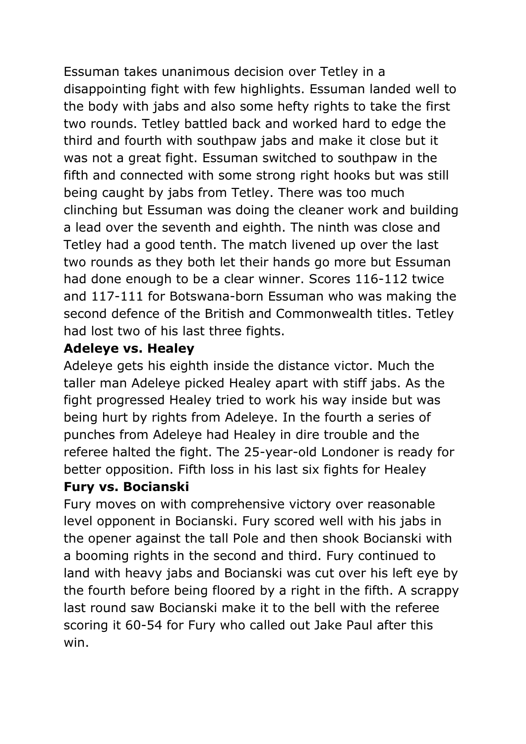Essuman takes unanimous decision over Tetley in a disappointing fight with few highlights. Essuman landed well to the body with jabs and also some hefty rights to take the first two rounds. Tetley battled back and worked hard to edge the third and fourth with southpaw jabs and make it close but it was not a great fight. Essuman switched to southpaw in the fifth and connected with some strong right hooks but was still being caught by jabs from Tetley. There was too much clinching but Essuman was doing the cleaner work and building a lead over the seventh and eighth. The ninth was close and Tetley had a good tenth. The match livened up over the last two rounds as they both let their hands go more but Essuman had done enough to be a clear winner. Scores 116-112 twice and 117-111 for Botswana-born Essuman who was making the second defence of the British and Commonwealth titles. Tetley had lost two of his last three fights.

**Adeleye vs. Healey**

Adeleye gets his eighth inside the distance victor. Much the taller man Adeleye picked Healey apart with stiff jabs. As the fight progressed Healey tried to work his way inside but was being hurt by rights from Adeleye. In the fourth a series of punches from Adeleye had Healey in dire trouble and the referee halted the fight. The 25-year-old Londoner is ready for better opposition. Fifth loss in his last six fights for Healey

**Fury vs. Bocianski**

Fury moves on with comprehensive victory over reasonable level opponent in Bocianski. Fury scored well with his jabs in the opener against the tall Pole and then shook Bocianski with a booming rights in the second and third. Fury continued to land with heavy jabs and Bocianski was cut over his left eye by the fourth before being floored by a right in the fifth. A scrappy last round saw Bocianski make it to the bell with the referee scoring it 60-54 for Fury who called out Jake Paul after this win.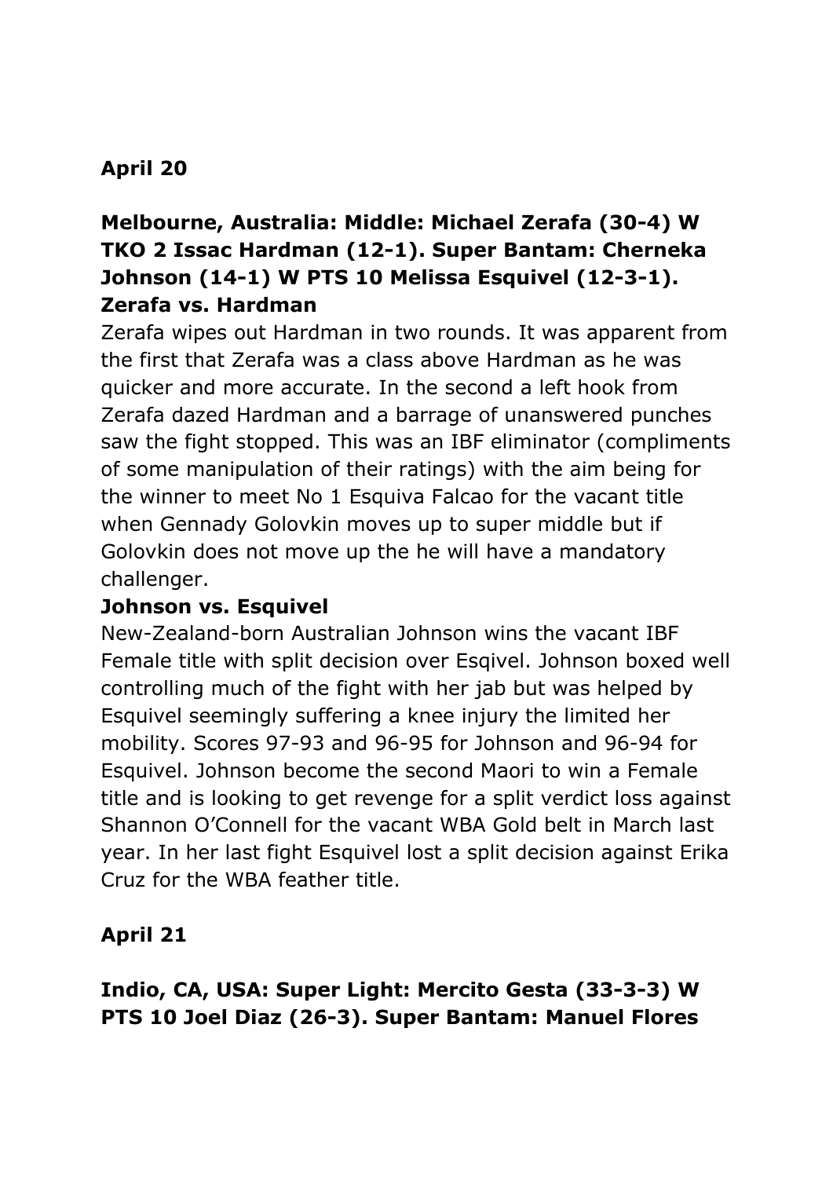**April 20**

**Melbourne, Australia: Middle: Michael Zerafa (30-4) W TKO 2 Issac Hardman (12-1). Super Bantam: Cherneka Johnson (14-1) W PTS 10 Melissa Esquivel (12-3-1).**

**Zerafa vs. Hardman**

Zerafa wipes out Hardman in two rounds. It was apparent from the first that Zerafa was a class above Hardman as he was quicker and more accurate. In the second a left hook from Zerafa dazed Hardman and a barrage of unanswered punches saw the fight stopped. This was an IBF eliminator (compliments of some manipulation of their ratings) with the aim being for the winner to meet No 1 Esquiva Falcao for the vacant title when Gennady Golovkin moves up to super middle but if Golovkin does not move up the he will have a mandatory challenger.

**Johnson vs. Esquivel**

New-Zealand-born Australian Johnson wins the vacant IBF Female title with split decision over Esqivel. Johnson boxed well controlling much of the fight with her jab but was helped by Esquivel seemingly suffering a knee injury the limited her mobility. Scores 97-93 and 96-95 for Johnson and 96-94 for Esquivel. Johnson become the second Maori to win a Female title and is looking to get revenge for a split verdict loss against Shannon O'Connell for the vacant WBA Gold belt in March last year. In her last fight Esquivel lost a split decision against Erika Cruz for the WBA feather title.

**April 21**

**Indio, CA, USA: Super Light: Mercito Gesta (33-3-3) W PTS 10 Joel Diaz (26-3). Super Bantam: Manuel Flores**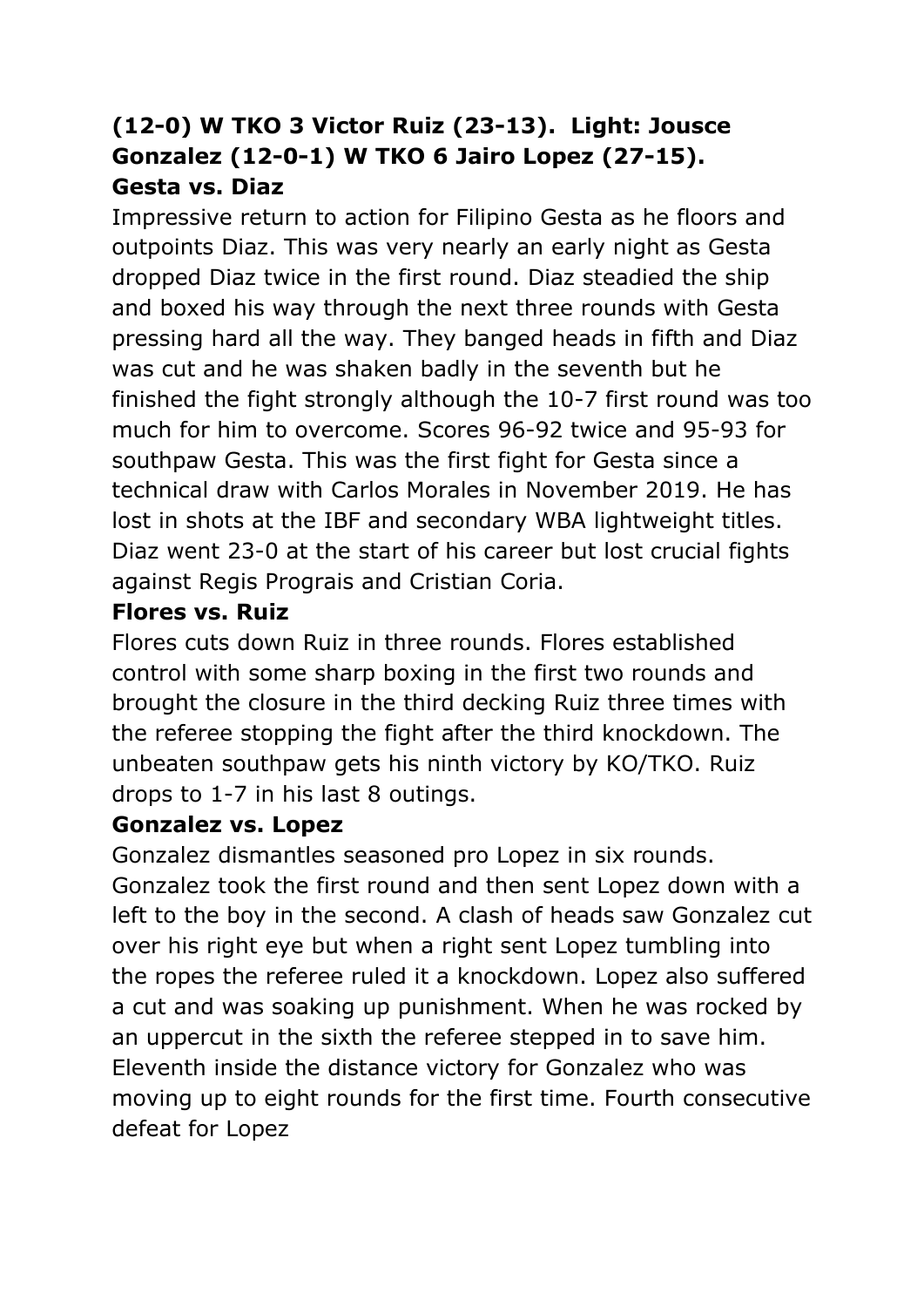**(12-0) W TKO 3 Victor Ruiz (23-13). Light: Jousce Gonzalez (12-0-1) W TKO 6 Jairo Lopez (27-15).**

**Gesta vs. Diaz**

Impressive return to action for Filipino Gesta as he floors and outpoints Diaz. This was very nearly an early night as Gesta dropped Diaz twice in the first round. Diaz steadied the ship and boxed his way through the next three rounds with Gesta pressing hard all the way. They banged heads in fifth and Diaz was cut and he was shaken badly in the seventh but he finished the fight strongly although the 10-7 first round was too much for him to overcome. Scores 96-92 twice and 95-93 for southpaw Gesta. This was the first fight for Gesta since a technical draw with Carlos Morales in November 2019. He has lost in shots at the IBF and secondary WBA lightweight titles. Diaz went 23-0 at the start of his career but lost crucial fights against Regis Prograis and Cristian Coria.

**Flores vs. Ruiz**

Flores cuts down Ruiz in three rounds. Flores established control with some sharp boxing in the first two rounds and brought the closure in the third decking Ruiz three times with the referee stopping the fight after the third knockdown. The unbeaten southpaw gets his ninth victory by KO/TKO. Ruiz drops to 1-7 in his last 8 outings.

**Gonzalez vs. Lopez**

Gonzalez dismantles seasoned pro Lopez in six rounds. Gonzalez took the first round and then sent Lopez down with a left to the boy in the second. A clash of heads saw Gonzalez cut over his right eye but when a right sent Lopez tumbling into the ropes the referee ruled it a knockdown. Lopez also suffered a cut and was soaking up punishment. When he was rocked by an uppercut in the sixth the referee stepped in to save him. Eleventh inside the distance victory for Gonzalez who was moving up to eight rounds for the first time. Fourth consecutive defeat for Lopez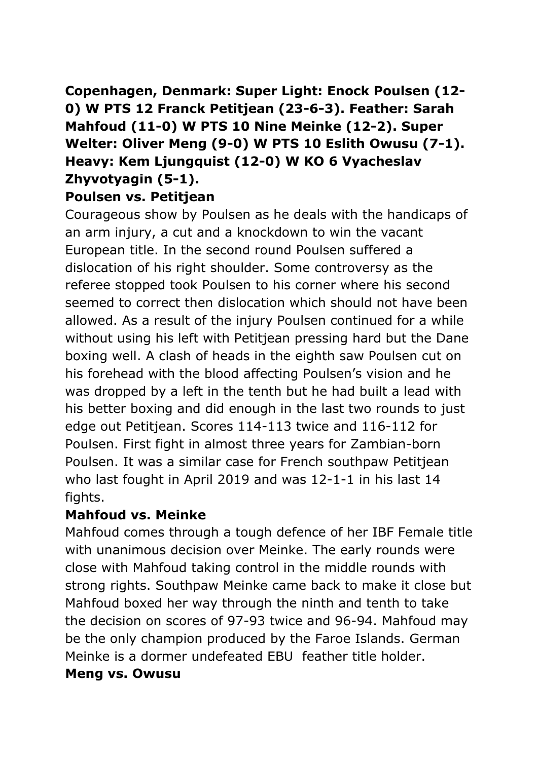**Copenhagen, Denmark: Super Light: Enock Poulsen (12-0) W PTS 12 Franck Petitjean (23-6-3). Feather: Sarah Mahfoud (11-0) W PTS 10 Nine Meinke (12-2). Super Welter: Oliver Meng (9-0) W PTS 10 Eslith Owusu (7-1). Heavy: Kem Ljungquist (12-0) W KO 6 Vyacheslav Zhyvotyagin (5-1).**

**Poulsen vs. Petitjean**

Courageous show by Poulsen as he deals with the handicaps of an arm injury, a cut and a knockdown to win the vacant European title. In the second round Poulsen suffered a dislocation of his right shoulder. Some controversy as the referee stopped took Poulsen to his corner where his second seemed to correct then dislocation which should not have been allowed. As a result of the injury Poulsen continued for a while without using his left with Petitjean pressing hard but the Dane boxing well. A clash of heads in the eighth saw Poulsen cut on his forehead with the blood affecting Poulsen's vision and he was dropped by a left in the tenth but he had built a lead with his better boxing and did enough in the last two rounds to just edge out Petitjean. Scores 114-113 twice and 116-112 for Poulsen. First fight in almost three years for Zambian-born Poulsen. It was a similar case for French southpaw Petitjean who last fought in April 2019 and was 12-1-1 in his last 14 fights.

**Mahfoud vs. Meinke**

Mahfoud comes through a tough defence of her IBF Female title with unanimous decision over Meinke. The early rounds were close with Mahfoud taking control in the middle rounds with strong rights. Southpaw Meinke came back to make it close but Mahfoud boxed her way through the ninth and tenth to take the decision on scores of 97-93 twice and 96-94. Mahfoud may be the only champion produced by the Faroe Islands. German Meinke is a dormer undefeated EBU feather title holder.

**Meng vs. Owusu**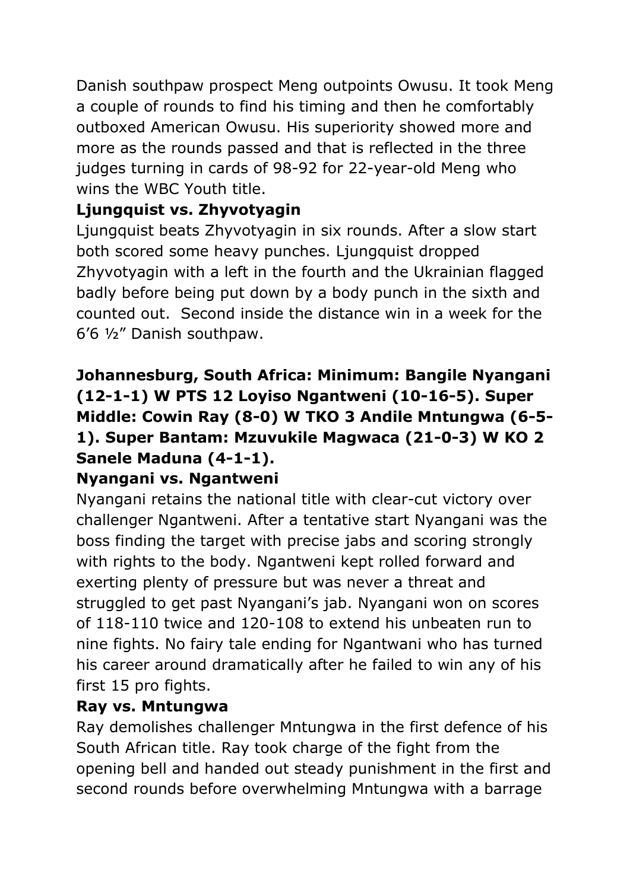Danish southpaw prospect Meng outpoints Owusu. It took Meng a couple of rounds to find his timing and then he comfortably outboxed American Owusu. His superiority showed more and more as the rounds passed and that is reflected in the three judges turning in cards of 98-92 for 22-year-old Meng who wins the WBC Youth title.

**Ljungquist vs. Zhyvotyagin**

Ljungquist beats Zhyvotyagin in six rounds. After a slow start both scored some heavy punches. Ljungquist dropped Zhyvotyagin with a left in the fourth and the Ukrainian flagged badly before being put down by a body punch in the sixth and counted out.  Second inside the distance win in a week for the 6'6 ½" Danish southpaw.

**Johannesburg, South Africa: Minimum: Bangile Nyangani (12-1-1) W PTS 12 Loyiso Ngantweni (10-16-5). Super Middle: Cowin Ray (8-0) W TKO 3 Andile Mntungwa (6-5-1). Super Bantam: Mzuvukile Magwaca (21-0-3) W KO 2 Sanele Maduna (4-1-1).**

**Nyangani vs. Ngantweni**

Nyangani retains the national title with clear-cut victory over challenger Ngantweni. After a tentative start Nyangani was the boss finding the target with precise jabs and scoring strongly with rights to the body. Ngantweni kept rolled forward and exerting plenty of pressure but was never a threat and struggled to get past Nyangani's jab. Nyangani won on scores of 118-110 twice and 120-108 to extend his unbeaten run to nine fights. No fairy tale ending for Ngantwani who has turned his career around dramatically after he failed to win any of his first 15 pro fights.

**Ray vs. Mntungwa**

Ray demolishes challenger Mntungwa in the first defence of his South African title. Ray took charge of the fight from the opening bell and handed out steady punishment in the first and second rounds before overwhelming Mntungwa with a barrage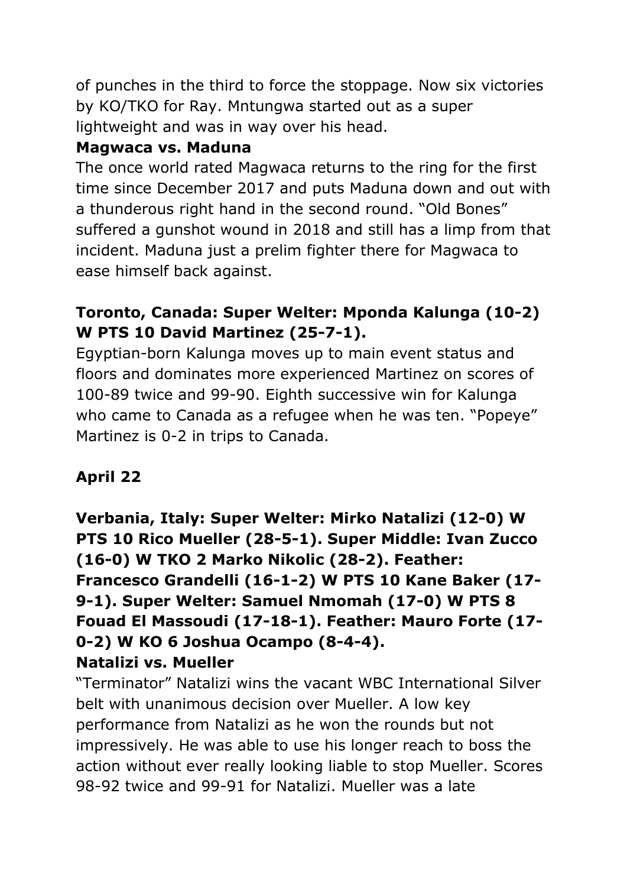of punches in the third to force the stoppage. Now six victories by KO/TKO for Ray. Mntungwa started out as a super lightweight and was in way over his head.

**Magwaca vs. Maduna**

The once world rated Magwaca returns to the ring for the first time since December 2017 and puts Maduna down and out with a thunderous right hand in the second round. "Old Bones" suffered a gunshot wound in 2018 and still has a limp from that incident. Maduna just a prelim fighter there for Magwaca to ease himself back against.

**Toronto, Canada: Super Welter: Mponda Kalunga (10-2) W PTS 10 David Martinez (25-7-1).**

Egyptian-born Kalunga moves up to main event status and floors and dominates more experienced Martinez on scores of 100-89 twice and 99-90. Eighth successive win for Kalunga who came to Canada as a refugee when he was ten. "Popeye" Martinez is 0-2 in trips to Canada.

**April 22**

**Verbania, Italy: Super Welter: Mirko Natalizi (12-0) W PTS 10 Rico Mueller (28-5-1). Super Middle: Ivan Zucco (16-0) W TKO 2 Marko Nikolic (28-2). Feather: Francesco Grandelli (16-1-2) W PTS 10 Kane Baker (17-9-1). Super Welter: Samuel Nmomah (17-0) W PTS 8 Fouad El Massoudi (17-18-1). Feather: Mauro Forte (17-0-2) W KO 6 Joshua Ocampo (8-4-4).**

**Natalizi vs. Mueller**

"Terminator" Natalizi wins the vacant WBC International Silver belt with unanimous decision over Mueller. A low key performance from Natalizi as he won the rounds but not impressively. He was able to use his longer reach to boss the action without ever really looking liable to stop Mueller. Scores 98-92 twice and 99-91 for Natalizi. Mueller was a late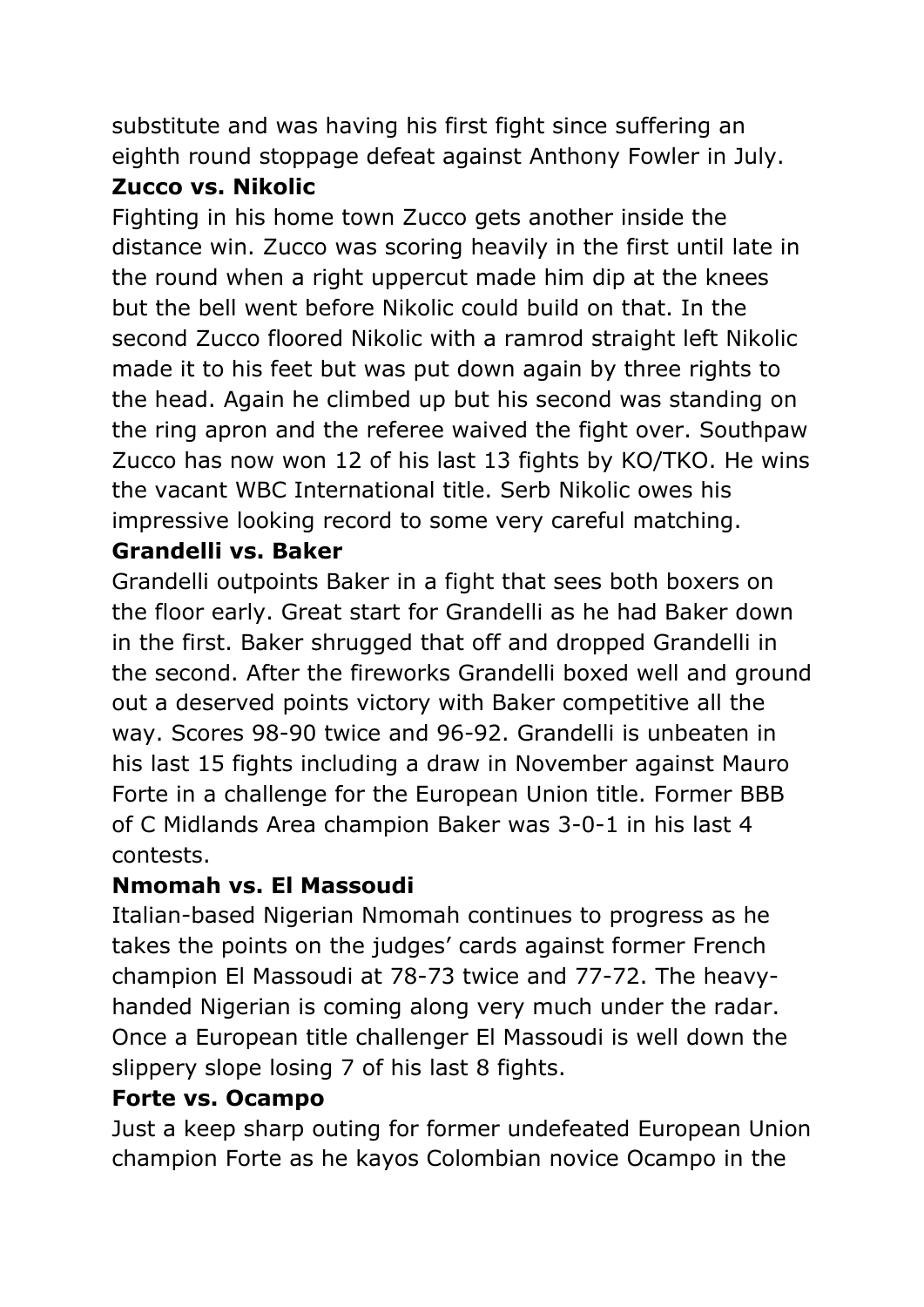substitute and was having his first fight since suffering an eighth round stoppage defeat against Anthony Fowler in July.

**Zucco vs. Nikolic**

Fighting in his home town Zucco gets another inside the distance win. Zucco was scoring heavily in the first until late in the round when a right uppercut made him dip at the knees but the bell went before Nikolic could build on that. In the second Zucco floored Nikolic with a ramrod straight left Nikolic made it to his feet but was put down again by three rights to the head. Again he climbed up but his second was standing on the ring apron and the referee waived the fight over. Southpaw Zucco has now won 12 of his last 13 fights by KO/TKO. He wins the vacant WBC International title. Serb Nikolic owes his impressive looking record to some very careful matching.

**Grandelli vs. Baker**

Grandelli outpoints Baker in a fight that sees both boxers on the floor early. Great start for Grandelli as he had Baker down in the first. Baker shrugged that off and dropped Grandelli in the second. After the fireworks Grandelli boxed well and ground out a deserved points victory with Baker competitive all the way. Scores 98-90 twice and 96-92. Grandelli is unbeaten in his last 15 fights including a draw in November against Mauro Forte in a challenge for the European Union title. Former BBB of C Midlands Area champion Baker was 3-0-1 in his last 4 contests.

**Nmomah vs. El Massoudi**

Italian-based Nigerian Nmomah continues to progress as he takes the points on the judges' cards against former French champion El Massoudi at 78-73 twice and 77-72. The heavy-handed Nigerian is coming along very much under the radar. Once a European title challenger El Massoudi is well down the slippery slope losing 7 of his last 8 fights.

**Forte vs. Ocampo**

Just a keep sharp outing for former undefeated European Union champion Forte as he kayos Colombian novice Ocampo in the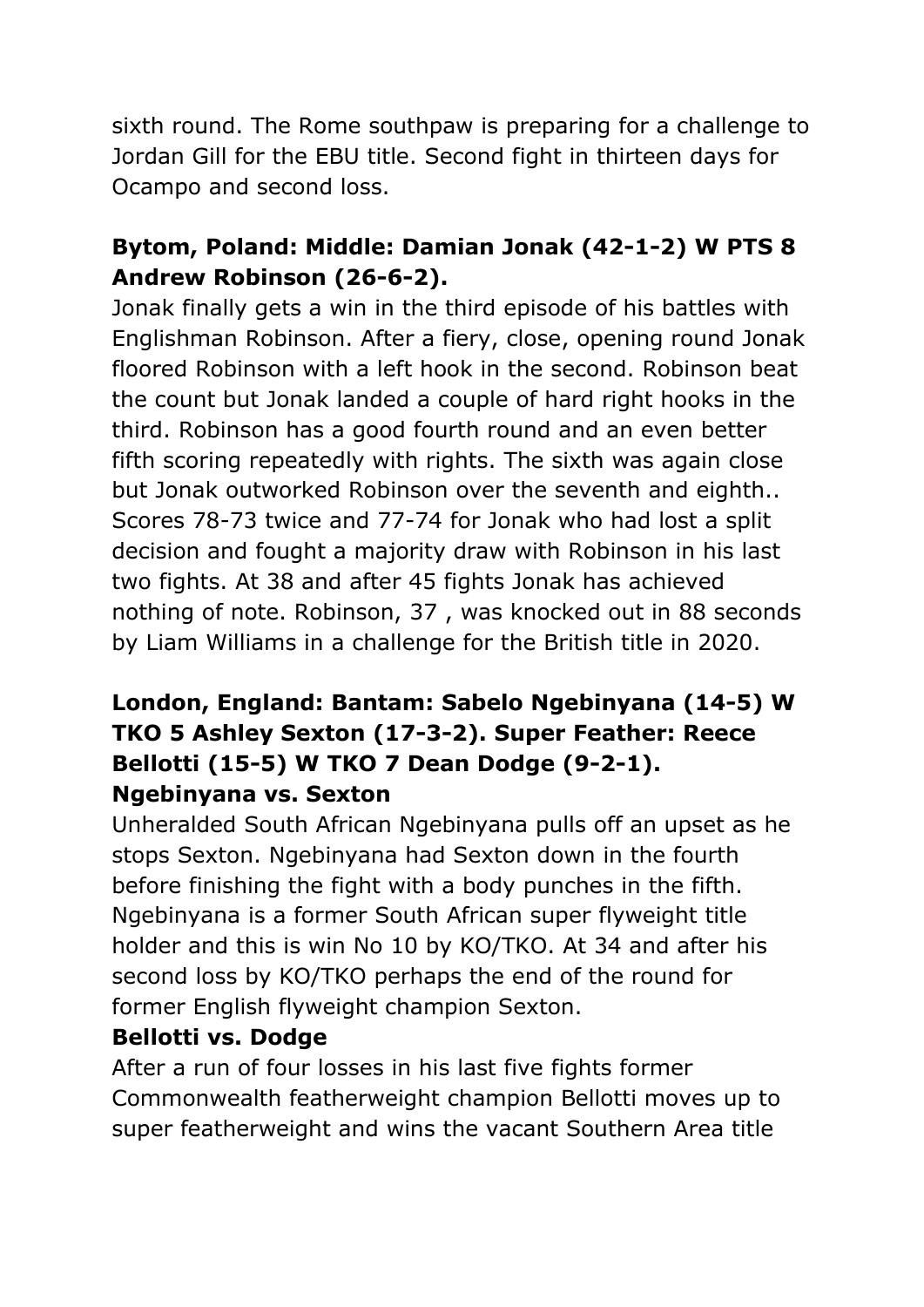sixth round. The Rome southpaw is preparing for a challenge to Jordan Gill for the EBU title. Second fight in thirteen days for Ocampo and second loss.

**Bytom, Poland: Middle: Damian Jonak (42-1-2) W PTS 8 Andrew Robinson (26-6-2).**

Jonak finally gets a win in the third episode of his battles with Englishman Robinson. After a fiery, close, opening round Jonak floored Robinson with a left hook in the second. Robinson beat the count but Jonak landed a couple of hard right hooks in the third. Robinson has a good fourth round and an even better fifth scoring repeatedly with rights. The sixth was again close but Jonak outworked Robinson over the seventh and eighth.. Scores 78-73 twice and 77-74 for Jonak who had lost a split decision and fought a majority draw with Robinson in his last two fights. At 38 and after 45 fights Jonak has achieved nothing of note. Robinson, 37 , was knocked out in 88 seconds by Liam Williams in a challenge for the British title in 2020.

**London, England: Bantam: Sabelo Ngebinyana (14-5) W TKO 5 Ashley Sexton (17-3-2). Super Feather: Reece Bellotti (15-5) W TKO 7 Dean Dodge (9-2-1).**

**Ngebinyana vs. Sexton**

Unheralded South African Ngebinyana pulls off an upset as he stops Sexton. Ngebinyana had Sexton down in the fourth before finishing the fight with a body punches in the fifth. Ngebinyana is a former South African super flyweight title holder and this is win No 10 by KO/TKO. At 34 and after his second loss by KO/TKO perhaps the end of the round for former English flyweight champion Sexton.

**Bellotti vs. Dodge**

After a run of four losses in his last five fights former Commonwealth featherweight champion Bellotti moves up to super featherweight and wins the vacant Southern Area title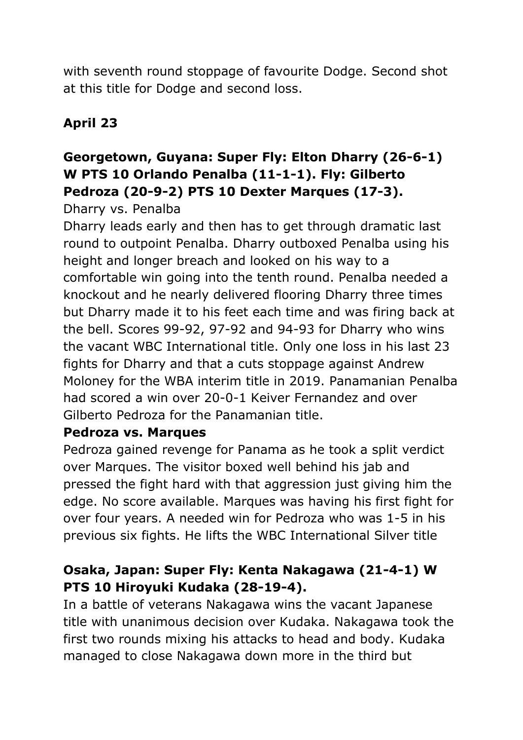with seventh round stoppage of favourite Dodge. Second shot at this title for Dodge and second loss.

**April 23**

**Georgetown, Guyana: Super Fly: Elton Dharry (26-6-1) W PTS 10 Orlando Penalba (11-1-1). Fly: Gilberto Pedroza (20-9-2) PTS 10 Dexter Marques (17-3).**

Dharry vs. Penalba

Dharry leads early and then has to get through dramatic last round to outpoint Penalba. Dharry outboxed Penalba using his height and longer breach and looked on his way to a comfortable win going into the tenth round. Penalba needed a knockout and he nearly delivered flooring Dharry three times but Dharry made it to his feet each time and was firing back at the bell. Scores 99-92, 97-92 and 94-93 for Dharry who wins the vacant WBC International title. Only one loss in his last 23 fights for Dharry and that a cuts stoppage against Andrew Moloney for the WBA interim title in 2019. Panamanian Penalba had scored a win over 20-0-1 Keiver Fernandez and over Gilberto Pedroza for the Panamanian title.

**Pedroza vs. Marques**

Pedroza gained revenge for Panama as he took a split verdict over Marques. The visitor boxed well behind his jab and pressed the fight hard with that aggression just giving him the edge. No score available. Marques was having his first fight for over four years. A needed win for Pedroza who was 1-5 in his previous six fights. He lifts the WBC International Silver title

**Osaka, Japan: Super Fly: Kenta Nakagawa (21-4-1) W PTS 10 Hiroyuki Kudaka (28-19-4).**

In a battle of veterans Nakagawa wins the vacant Japanese title with unanimous decision over Kudaka. Nakagawa took the first two rounds mixing his attacks to head and body. Kudaka managed to close Nakagawa down more in the third but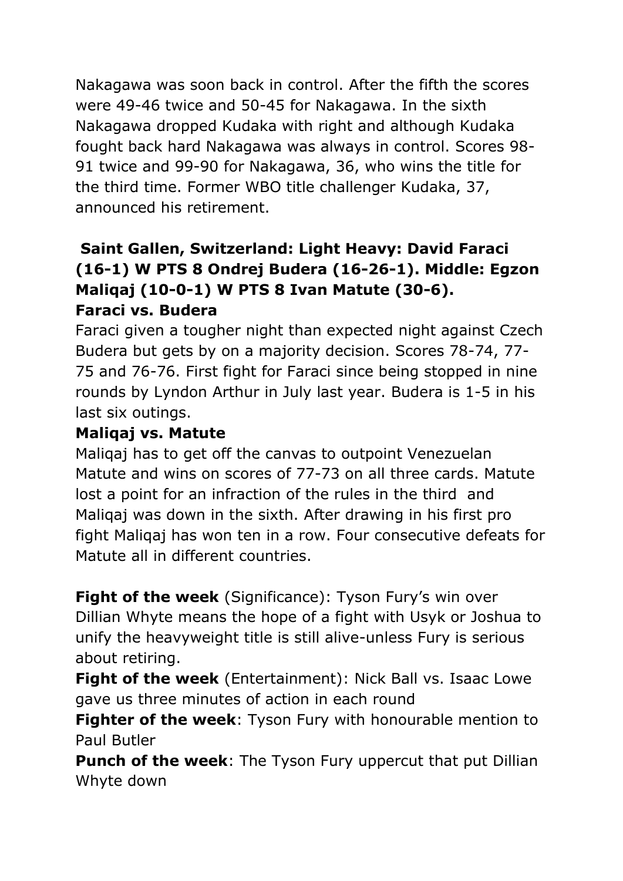Nakagawa was soon back in control. After the fifth the scores were 49-46 twice and 50-45 for Nakagawa. In the sixth Nakagawa dropped Kudaka with right and although Kudaka fought back hard Nakagawa was always in control. Scores 98-91 twice and 99-90 for Nakagawa, 36, who wins the title for the third time. Former WBO title challenger Kudaka, 37, announced his retirement.

**Saint Gallen, Switzerland: Light Heavy: David Faraci (16-1) W PTS 8 Ondrej Budera (16-26-1). Middle: Egzon Maliqaj (10-0-1) W PTS 8 Ivan Matute (30-6).**

**Faraci vs. Budera**

Faraci given a tougher night than expected night against Czech Budera but gets by on a majority decision. Scores 78-74, 77-75 and 76-76. First fight for Faraci since being stopped in nine rounds by Lyndon Arthur in July last year. Budera is 1-5 in his last six outings.

**Maliqaj vs. Matute**

Maliqaj has to get off the canvas to outpoint Venezuelan Matute and wins on scores of 77-73 on all three cards. Matute lost a point for an infraction of the rules in the third and Maliqaj was down in the sixth. After drawing in his first pro fight Maliqaj has won ten in a row. Four consecutive defeats for Matute all in different countries.

**Fight of the week** (Significance): Tyson Fury's win over Dillian Whyte means the hope of a fight with Usyk or Joshua to unify the heavyweight title is still alive-unless Fury is serious about retiring.

**Fight of the week** (Entertainment): Nick Ball vs. Isaac Lowe gave us three minutes of action in each round

**Fighter of the week**: Tyson Fury with honourable mention to Paul Butler

**Punch of the week**: The Tyson Fury uppercut that put Dillian Whyte down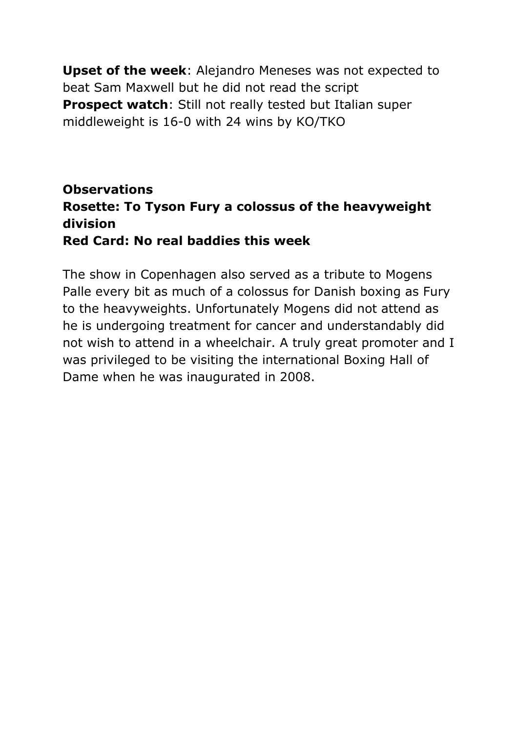**Upset of the week**: Alejandro Meneses was not expected to beat Sam Maxwell but he did not read the script
**Prospect watch**: Still not really tested but Italian super middleweight is 16-0 with 24 wins by KO/TKO

**Observations**
**Rosette: To Tyson Fury a colossus of the heavyweight division**
**Red Card: No real baddies this week**

The show in Copenhagen also served as a tribute to Mogens Palle every bit as much of a colossus for Danish boxing as Fury to the heavyweights. Unfortunately Mogens did not attend as he is undergoing treatment for cancer and understandably did not wish to attend in a wheelchair. A truly great promoter and I was privileged to be visiting the international Boxing Hall of Dame when he was inaugurated in 2008.